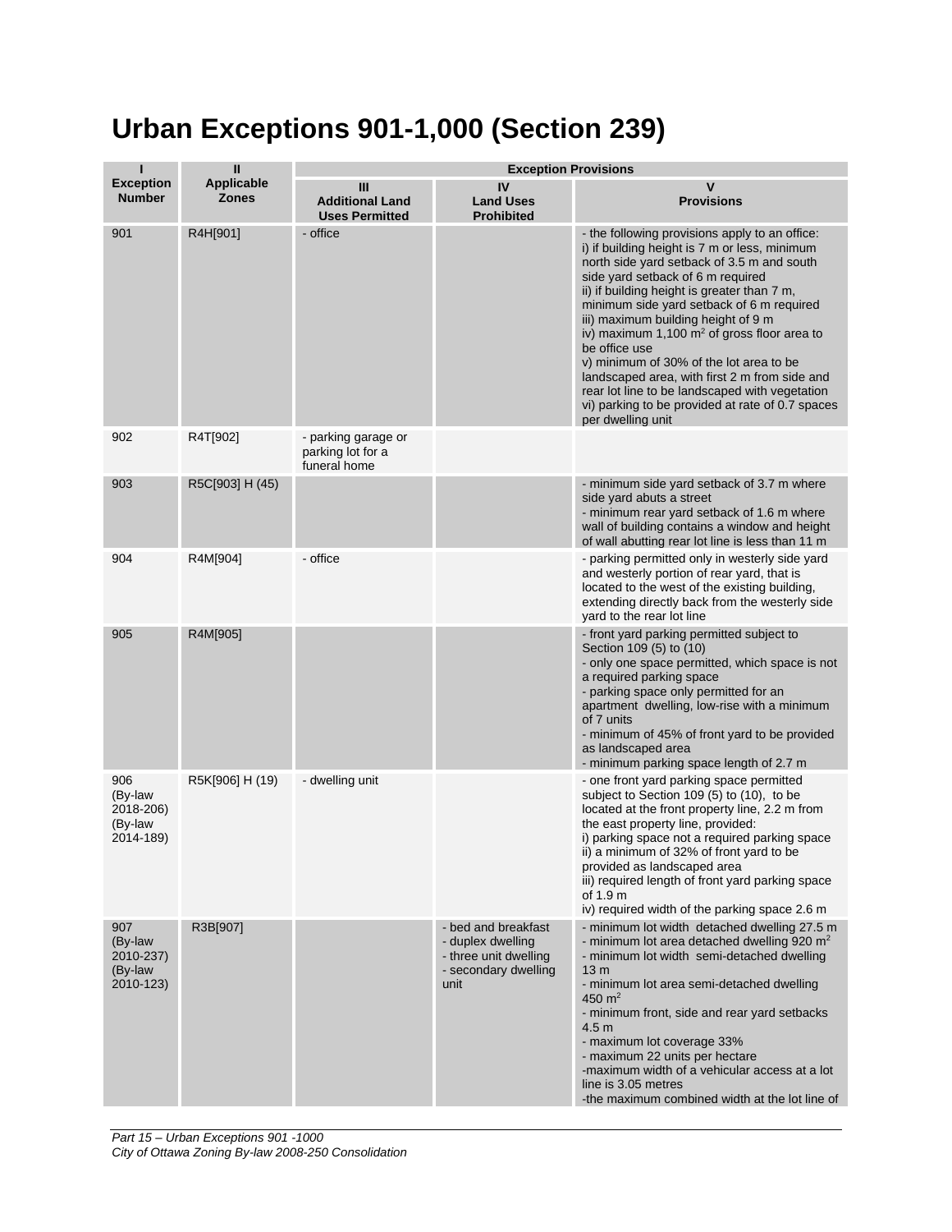# Urban Exceptions 901-1,000 (Section 239)

| I<br>Exception Number | II<br>Applicable Zones | Exception Provisions | | |
|---|---|---|---|---|
| | | III<br>Additional Land Uses Permitted | IV<br>Land Uses Prohibited | V<br>Provisions |
| 901 | R4H[901] | - office | | - the following provisions apply to an office:<br>i) if building height is 7 m or less, minimum north side yard setback of 3.5 m and south side yard setback of 6 m required<br>ii) if building height is greater than 7 m, minimum side yard setback of 6 m required<br>iii) maximum building height of 9 m<br>iv) maximum 1,100 m$^2$ of gross floor area to be office use<br>v) minimum of 30% of the lot area to be landscaped area, with first 2 m from side and rear lot line to be landscaped with vegetation<br>vi) parking to be provided at rate of 0.7 spaces per dwelling unit |
| 902 | R4T[902] | - parking garage or parking lot for a funeral home | | |
| 903 | R5C[903] H (45) | | | - minimum side yard setback of 3.7 m where side yard abuts a street<br>- minimum rear yard setback of 1.6 m where wall of building contains a window and height of wall abutting rear lot line is less than 11 m |
| 904 | R4M[904] | - office | | - parking permitted only in westerly side yard and westerly portion of rear yard, that is located to the west of the existing building, extending directly back from the westerly side yard to the rear lot line |
| 905 | R4M[905] | | | - front yard parking permitted subject to Section 109 (5) to (10)<br>- only one space permitted, which space is not a required parking space<br>- parking space only permitted for an apartment dwelling, low-rise with a minimum of 7 units<br>- minimum of 45% of front yard to be provided as landscaped area<br>- minimum parking space length of 2.7 m |
| 906<br>(By-law 2018-206)<br>(By-law 2014-189) | R5K[906] H (19) | - dwelling unit | | - one front yard parking space permitted subject to Section 109 (5) to (10), to be located at the front property line, 2.2 m from the east property line, provided:<br>i) parking space not a required parking space<br>ii) a minimum of 32% of front yard to be provided as landscaped area<br>iii) required length of front yard parking space of 1.9 m<br>iv) required width of the parking space 2.6 m |
| 907<br>(By-law 2010-237)<br>(By-law 2010-123) | R3B[907] | | - bed and breakfast<br>- duplex dwelling<br>- three unit dwelling<br>- secondary dwelling unit | - minimum lot width detached dwelling 27.5 m<br>- minimum lot area detached dwelling 920 m$^2$<br>- minimum lot width semi-detached dwelling 13 m<br>- minimum lot area semi-detached dwelling 450 m$^2$<br>- minimum front, side and rear yard setbacks 4.5 m<br>- maximum lot coverage 33%<br>- maximum 22 units per hectare<br>-maximum width of a vehicular access at a lot line is 3.05 metres<br>-the maximum combined width at the lot line of |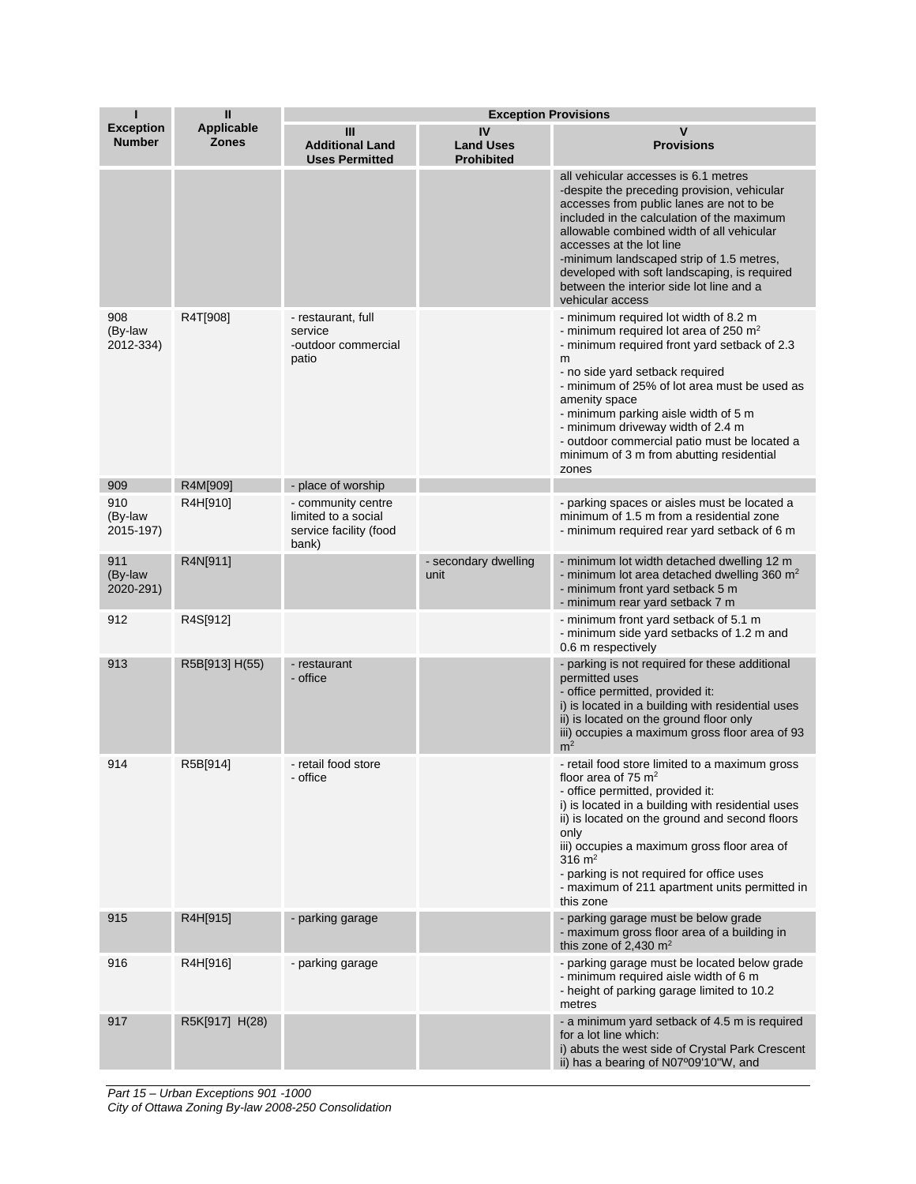| I<br>Exception Number | II<br>Applicable Zones | Exception Provisions | | |
|---|---|---|---|---|
| | | III<br>Additional Land Uses Permitted | IV<br>Land Uses Prohibited | V<br>Provisions |
| | | | | all vehicular accesses is 6.1 metres<br>-despite the preceding provision, vehicular accesses from public lanes are not to be included in the calculation of the maximum allowable combined width of all vehicular accesses at the lot line<br>-minimum landscaped strip of 1.5 metres, developed with soft landscaping, is required between the interior side lot line and a vehicular access |
| 908 (By-law 2012-334) | R4T[908] | - restaurant, full service<br>-outdoor commercial patio | | - minimum required lot width of 8.2 m<br>- minimum required lot area of 250 m²<br>- minimum required front yard setback of 2.3 m<br>- no side yard setback required<br>- minimum of 25% of lot area must be used as amenity space<br>- minimum parking aisle width of 5 m<br>- minimum driveway width of 2.4 m<br>- outdoor commercial patio must be located a minimum of 3 m from abutting residential zones |
| 909 | R4M[909] | - place of worship | | |
| 910 (By-law 2015-197) | R4H[910] | - community centre limited to a social service facility (food bank) | | - parking spaces or aisles must be located a minimum of 1.5 m from a residential zone<br>- minimum required rear yard setback of 6 m |
| 911 (By-law 2020-291) | R4N[911] | | - secondary dwelling unit | - minimum lot width detached dwelling 12 m<br>- minimum lot area detached dwelling 360 m²<br>- minimum front yard setback 5 m<br>- minimum rear yard setback 7 m |
| 912 | R4S[912] | | | - minimum front yard setback of 5.1 m<br>- minimum side yard setbacks of 1.2 m and 0.6 m respectively |
| 913 | R5B[913] H(55) | - restaurant<br>- office | | - parking is not required for these additional permitted uses<br>- office permitted, provided it:<br>i) is located in a building with residential uses<br>ii) is located on the ground floor only<br>iii) occupies a maximum gross floor area of 93 m² |
| 914 | R5B[914] | - retail food store<br>- office | | - retail food store limited to a maximum gross floor area of 75 m²<br>- office permitted, provided it:<br>i) is located in a building with residential uses<br>ii) is located on the ground and second floors only<br>iii) occupies a maximum gross floor area of 316 m²<br>- parking is not required for office uses<br>- maximum of 211 apartment units permitted in this zone |
| 915 | R4H[915] | - parking garage | | - parking garage must be below grade<br>- maximum gross floor area of a building in this zone of 2,430 m² |
| 916 | R4H[916] | - parking garage | | - parking garage must be located below grade<br>- minimum required aisle width of 6 m<br>- height of parking garage limited to 10.2 metres |
| 917 | R5K[917] H(28) | | | - a minimum yard setback of 4.5 m is required for a lot line which:<br>i) abuts the west side of Crystal Park Crescent<br>ii) has a bearing of N07º09'10"W, and |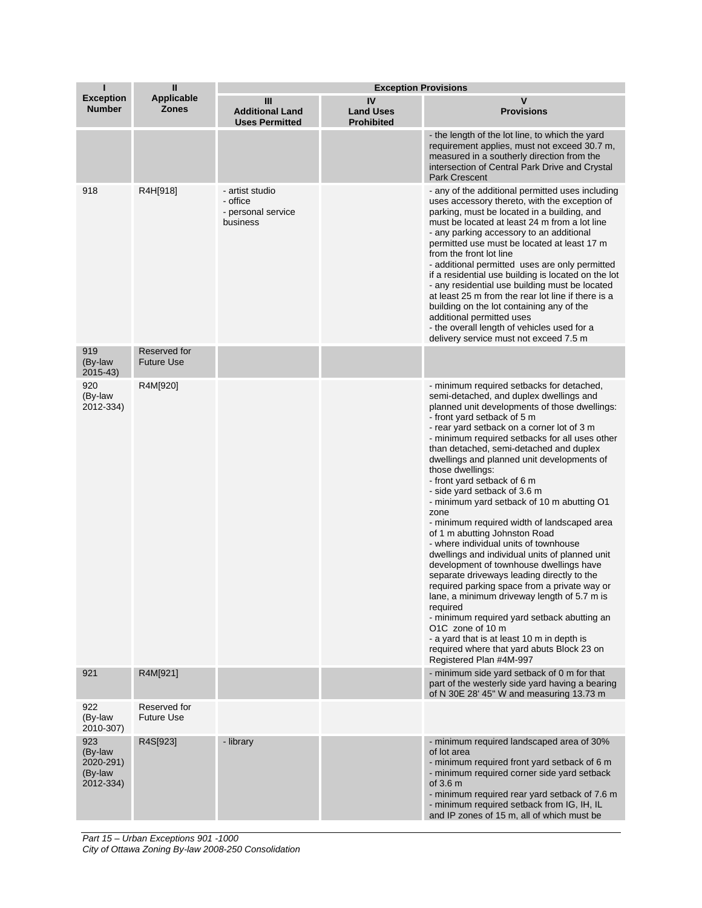| I<br>Exception Number | II<br>Applicable Zones | Exception Provisions | | |
|---|---|---|---|---|
| | | III<br>Additional Land Uses Permitted | IV<br>Land Uses Prohibited | V<br>Provisions |
| | | | | - the length of the lot line, to which the yard requirement applies, must not exceed 30.7 m, measured in a southerly direction from the intersection of Central Park Drive and Crystal Park Crescent |
| 918 | R4H[918] | - artist studio<br>- office<br>- personal service business | | - any of the additional permitted uses including uses accessory thereto, with the exception of parking, must be located in a building, and must be located at least 24 m from a lot line<br>- any parking accessory to an additional permitted use must be located at least 17 m from the front lot line<br>- additional permitted uses are only permitted if a residential use building is located on the lot<br>- any residential use building must be located at least 25 m from the rear lot line if there is a building on the lot containing any of the additional permitted uses<br>- the overall length of vehicles used for a delivery service must not exceed 7.5 m |
| 919 (By-law 2015-43) | Reserved for Future Use | | | |
| 920 (By-law 2012-334) | R4M[920] | | | - minimum required setbacks for detached, semi-detached, and duplex dwellings and planned unit developments of those dwellings:<br>- front yard setback of 5 m<br>- rear yard setback on a corner lot of 3 m<br>- minimum required setbacks for all uses other than detached, semi-detached and duplex dwellings and planned unit developments of those dwellings:<br>- front yard setback of 6 m<br>- side yard setback of 3.6 m<br>- minimum yard setback of 10 m abutting O1 zone<br>- minimum required width of landscaped area of 1 m abutting Johnston Road<br>- where individual units of townhouse dwellings and individual units of planned unit development of townhouse dwellings have separate driveways leading directly to the required parking space from a private way or lane, a minimum driveway length of 5.7 m is required<br>- minimum required yard setback abutting an O1C zone of 10 m<br>- a yard that is at least 10 m in depth is required where that yard abuts Block 23 on Registered Plan #4M-997 |
| 921 | R4M[921] | | | - minimum side yard setback of 0 m for that part of the westerly side yard having a bearing of N 30E 28' 45" W and measuring 13.73 m |
| 922 (By-law 2010-307) | Reserved for Future Use | | | |
| 923 (By-law 2020-291) (By-law 2012-334) | R4S[923] | - library | | - minimum required landscaped area of 30% of lot area<br>- minimum required front yard setback of 6 m<br>- minimum required corner side yard setback of 3.6 m<br>- minimum required rear yard setback of 7.6 m<br>- minimum required setback from IG, IH, IL and IP zones of 15 m, all of which must be |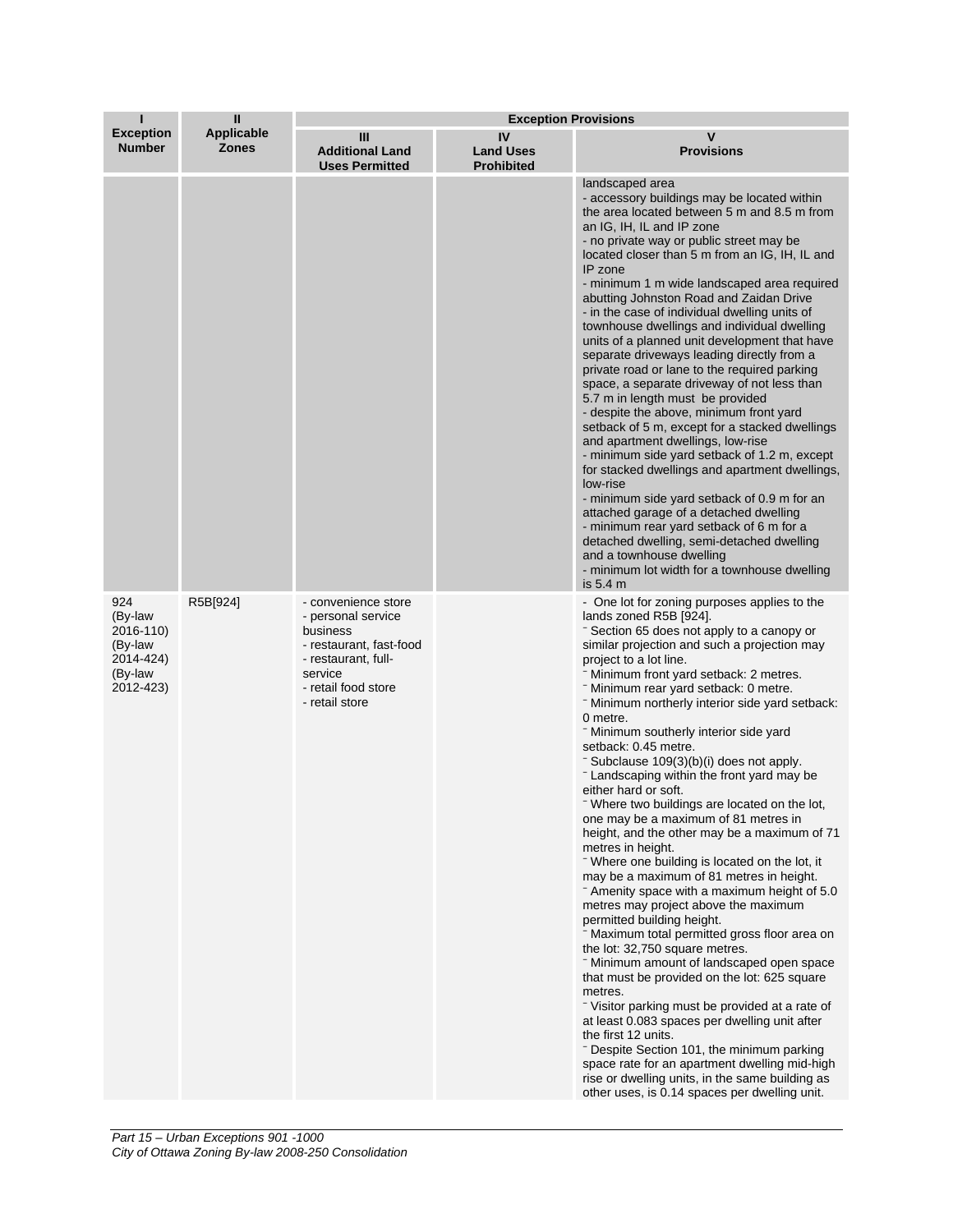| I<br>Exception Number | II<br>Applicable Zones | Exception Provisions | | |
|---|---|---|---|---|
| | | III<br>Additional Land Uses Permitted | IV<br>Land Uses Prohibited | V<br>Provisions |
| | | | | landscaped area<br>- accessory buildings may be located within the area located between 5 m and 8.5 m from an IG, IH, IL and IP zone<br>- no private way or public street may be located closer than 5 m from an IG, IH, IL and IP zone<br>- minimum 1 m wide landscaped area required abutting Johnston Road and Zaidan Drive<br>- in the case of individual dwelling units of townhouse dwellings and individual dwelling units of a planned unit development that have separate driveways leading directly from a private road or lane to the required parking space, a separate driveway of not less than 5.7 m in length must be provided<br>- despite the above, minimum front yard setback of 5 m, except for a stacked dwellings and apartment dwellings, low-rise<br>- minimum side yard setback of 1.2 m, except for stacked dwellings and apartment dwellings, low-rise<br>- minimum side yard setback of 0.9 m for an attached garage of a detached dwelling<br>- minimum rear yard setback of 6 m for a detached dwelling, semi-detached dwelling and a townhouse dwelling<br>- minimum lot width for a townhouse dwelling is 5.4 m |
| 924 (By-law 2016-110) (By-law 2014-424) (By-law 2012-423) | R5B[924] | - convenience store<br>- personal service business<br>- restaurant, fast-food<br>- restaurant, full-service<br>- retail food store<br>- retail store | | - One lot for zoning purposes applies to the lands zoned R5B [924].<br>- Section 65 does not apply to a canopy or similar projection and such a projection may project to a lot line.<br>- Minimum front yard setback: 2 metres.<br>- Minimum rear yard setback: 0 metre.<br>- Minimum northerly interior side yard setback: 0 metre.<br>- Minimum southerly interior side yard setback: 0.45 metre.<br>- Subclause 109(3)(b)(i) does not apply.<br>- Landscaping within the front yard may be either hard or soft.<br>- Where two buildings are located on the lot, one may be a maximum of 81 metres in height, and the other may be a maximum of 71 metres in height.<br>- Where one building is located on the lot, it may be a maximum of 81 metres in height.<br>- Amenity space with a maximum height of 5.0 metres may project above the maximum permitted building height.<br>- Maximum total permitted gross floor area on the lot: 32,750 square metres.<br>- Minimum amount of landscaped open space that must be provided on the lot: 625 square metres.<br>- Visitor parking must be provided at a rate of at least 0.083 spaces per dwelling unit after the first 12 units.<br>- Despite Section 101, the minimum parking space rate for an apartment dwelling mid-high rise or dwelling units, in the same building as other uses, is 0.14 spaces per dwelling unit. |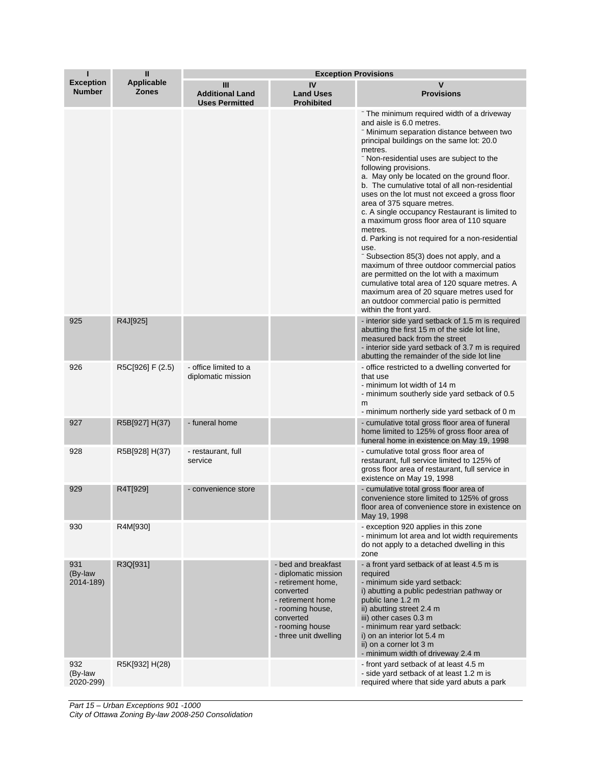| I<br>Exception Number | II<br>Applicable Zones | Exception Provisions | | |
|---|---|---|---|---|
| | | III<br>Additional Land Uses Permitted | IV<br>Land Uses Prohibited | V<br>Provisions |
| | | | | ⁻ The minimum required width of a driveway and aisle is 6.0 metres.<br>⁻ Minimum separation distance between two principal buildings on the same lot: 20.0 metres.<br>⁻ Non-residential uses are subject to the following provisions.<br>a. May only be located on the ground floor.<br>b. The cumulative total of all non-residential uses on the lot must not exceed a gross floor area of 375 square metres.<br>c. A single occupancy Restaurant is limited to a maximum gross floor area of 110 square metres.<br>d. Parking is not required for a non-residential use.<br>⁻ Subsection 85(3) does not apply, and a maximum of three outdoor commercial patios are permitted on the lot with a maximum cumulative total area of 120 square metres. A maximum area of 20 square metres used for an outdoor commercial patio is permitted within the front yard. |
| 925 | R4J[925] | | | - interior side yard setback of 1.5 m is required abutting the first 15 m of the side lot line, measured back from the street<br>- interior side yard setback of 3.7 m is required abutting the remainder of the side lot line |
| 926 | R5C[926] F (2.5) | - office limited to a diplomatic mission | | - office restricted to a dwelling converted for that use<br>- minimum lot width of 14 m<br>- minimum southerly side yard setback of 0.5 m<br>- minimum northerly side yard setback of 0 m |
| 927 | R5B[927] H(37) | - funeral home | | - cumulative total gross floor area of funeral home limited to 125% of gross floor area of funeral home in existence on May 19, 1998 |
| 928 | R5B[928] H(37) | - restaurant, full service | | - cumulative total gross floor area of restaurant, full service limited to 125% of gross floor area of restaurant, full service in existence on May 19, 1998 |
| 929 | R4T[929] | - convenience store | | - cumulative total gross floor area of convenience store limited to 125% of gross floor area of convenience store in existence on May 19, 1998 |
| 930 | R4M[930] | | | - exception 920 applies in this zone<br>- minimum lot area and lot width requirements do not apply to a detached dwelling in this zone |
| 931 (By-law 2014-189) | R3Q[931] | | - bed and breakfast<br>- diplomatic mission<br>- retirement home, converted<br>- retirement home<br>- rooming house, converted<br>- rooming house<br>- three unit dwelling | - a front yard setback of at least 4.5 m is required<br>- minimum side yard setback:<br>i) abutting a public pedestrian pathway or public lane 1.2 m<br>ii) abutting street 2.4 m<br>iii) other cases 0.3 m<br>- minimum rear yard setback:<br>i) on an interior lot 5.4 m<br>ii) on a corner lot 3 m<br>- minimum width of driveway 2.4 m |
| 932 (By-law 2020-299) | R5K[932] H(28) | | | - front yard setback of at least 4.5 m<br>- side yard setback of at least 1.2 m is required where that side yard abuts a park |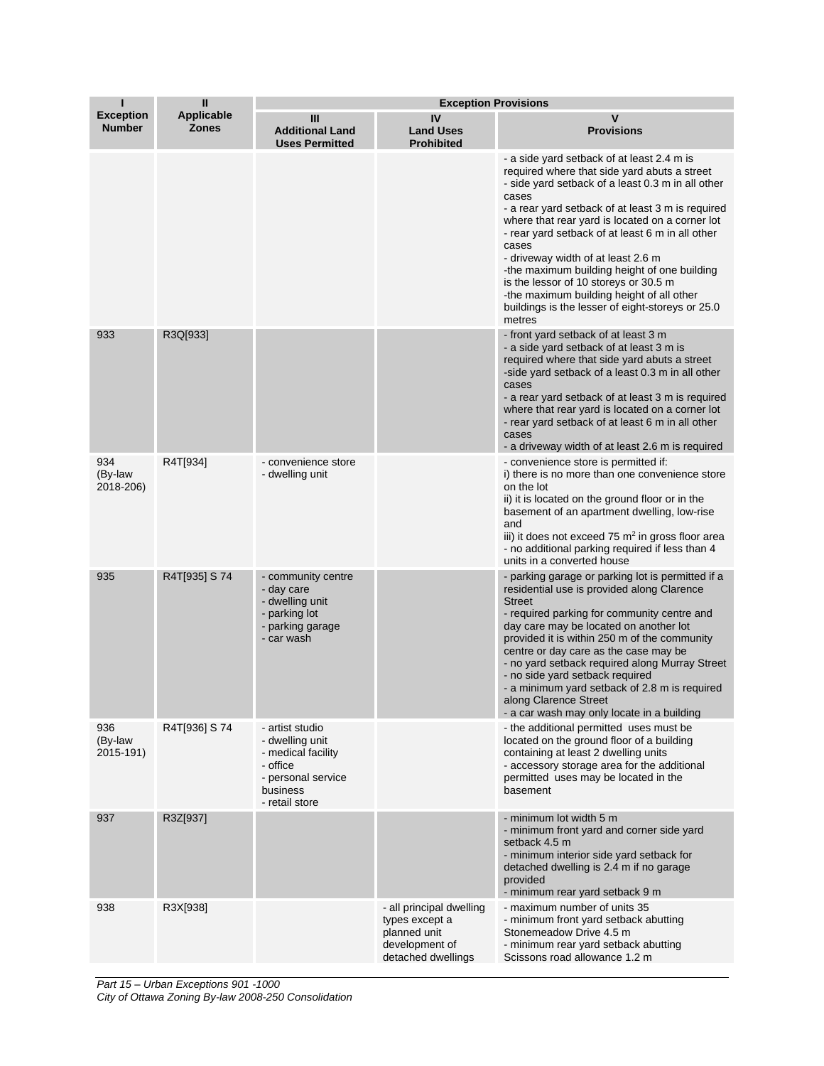| I<br>Exception Number | II<br>Applicable Zones | Exception Provisions | | |
|---|---|---|---|---|
| | | III<br>Additional Land Uses Permitted | IV<br>Land Uses Prohibited | V<br>Provisions |
| | | | | - a side yard setback of at least 2.4 m is required where that side yard abuts a street<br>- side yard setback of a least 0.3 m in all other cases<br>- a rear yard setback of at least 3 m is required where that rear yard is located on a corner lot<br>- rear yard setback of at least 6 m in all other cases<br>- driveway width of at least 2.6 m<br>-the maximum building height of one building is the lessor of 10 storeys or 30.5 m<br>-the maximum building height of all other buildings is the lesser of eight-storeys or 25.0 metres |
| 933 | R3Q[933] | | | - front yard setback of at least 3 m<br>- a side yard setback of at least 3 m is required where that side yard abuts a street<br>-side yard setback of a least 0.3 m in all other cases<br>- a rear yard setback of at least 3 m is required where that rear yard is located on a corner lot<br>- rear yard setback of at least 6 m in all other cases<br>- a driveway width of at least 2.6 m is required |
| 934 (By-law 2018-206) | R4T[934] | - convenience store<br>- dwelling unit | | - convenience store is permitted if:<br>i) there is no more than one convenience store on the lot<br>ii) it is located on the ground floor or in the basement of an apartment dwelling, low-rise and<br>iii) it does not exceed 75 m² in gross floor area<br>- no additional parking required if less than 4 units in a converted house |
| 935 | R4T[935] S 74 | - community centre<br>- day care<br>- dwelling unit<br>- parking lot<br>- parking garage<br>- car wash | | - parking garage or parking lot is permitted if a residential use is provided along Clarence Street<br>- required parking for community centre and day care may be located on another lot provided it is within 250 m of the community centre or day care as the case may be<br>- no yard setback required along Murray Street<br>- no side yard setback required<br>- a minimum yard setback of 2.8 m is required along Clarence Street<br>- a car wash may only locate in a building |
| 936 (By-law 2015-191) | R4T[936] S 74 | - artist studio<br>- dwelling unit<br>- medical facility<br>- office<br>- personal service business<br>- retail store | | - the additional permitted uses must be located on the ground floor of a building containing at least 2 dwelling units<br>- accessory storage area for the additional permitted uses may be located in the basement |
| 937 | R3Z[937] | | | - minimum lot width 5 m<br>- minimum front yard and corner side yard setback 4.5 m<br>- minimum interior side yard setback for detached dwelling is 2.4 m if no garage provided<br>- minimum rear yard setback 9 m |
| 938 | R3X[938] | | - all principal dwelling types except a planned unit development of detached dwellings | - maximum number of units 35<br>- minimum front yard setback abutting Stonemeadow Drive 4.5 m<br>- minimum rear yard setback abutting Scissons road allowance 1.2 m |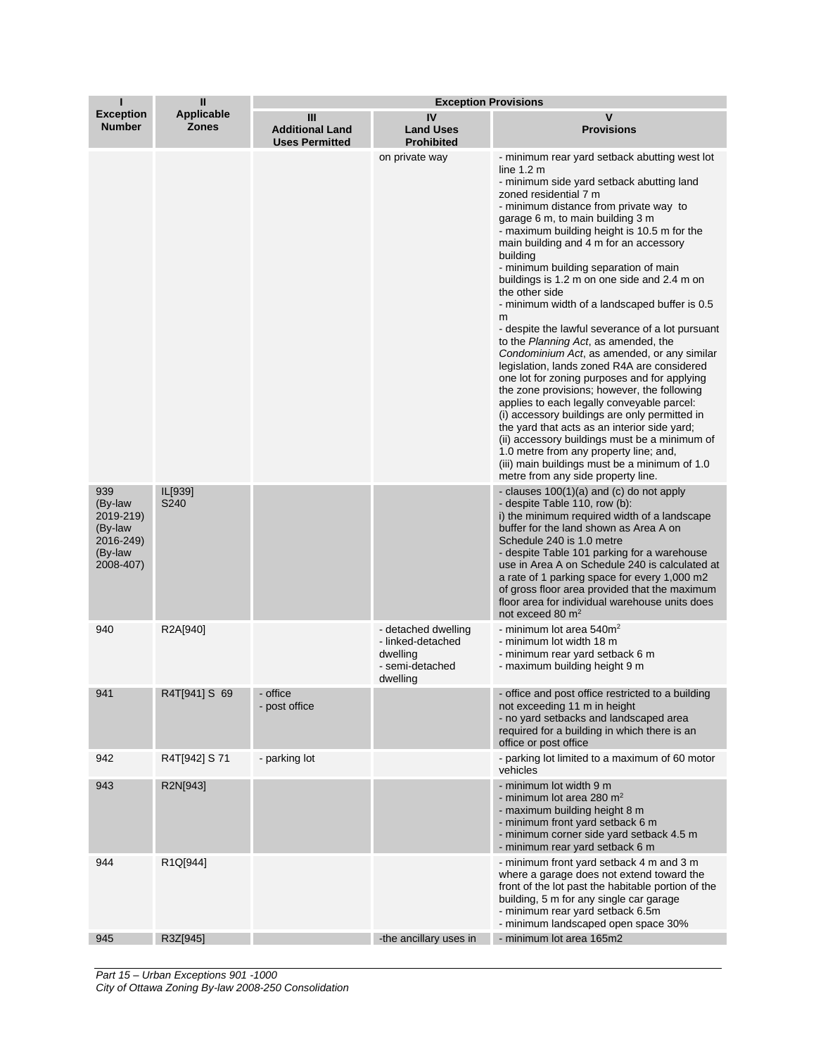| I<br>Exception Number | II<br>Applicable Zones | Exception Provisions | | |
|---|---|---|---|---|
| | | III<br>Additional Land Uses Permitted | IV<br>Land Uses Prohibited | V<br>Provisions |
| | | | on private way | - minimum rear yard setback abutting west lot line 1.2 m<br>- minimum side yard setback abutting land zoned residential 7 m<br>- minimum distance from private way to garage 6 m, to main building 3 m<br>- maximum building height is 10.5 m for the main building and 4 m for an accessory building<br>- minimum building separation of main buildings is 1.2 m on one side and 2.4 m on the other side<br>- minimum width of a landscaped buffer is 0.5 m<br>- despite the lawful severance of a lot pursuant to the *Planning Act*, as amended, the *Condominium Act*, as amended, or any similar legislation, lands zoned R4A are considered one lot for zoning purposes and for applying the zone provisions; however, the following applies to each legally conveyable parcel:<br>(i) accessory buildings are only permitted in the yard that acts as an interior side yard;<br>(ii) accessory buildings must be a minimum of 1.0 metre from any property line; and,<br>(iii) main buildings must be a minimum of 1.0 metre from any side property line. |
| 939<br>(By-law 2019-219)<br>(By-law 2016-249)<br>(By-law 2008-407) | IL[939]<br>S240 | | | - clauses 100(1)(a) and (c) do not apply<br>- despite Table 110, row (b):<br>i) the minimum required width of a landscape buffer for the land shown as Area A on Schedule 240 is 1.0 metre<br>- despite Table 101 parking for a warehouse use in Area A on Schedule 240 is calculated at a rate of 1 parking space for every 1,000 m2 of gross floor area provided that the maximum floor area for individual warehouse units does not exceed 80 $m^2$ |
| 940 | R2A[940] | | - detached dwelling<br>- linked-detached dwelling<br>- semi-detached dwelling | - minimum lot area 540$m^2$<br>- minimum lot width 18 m<br>- minimum rear yard setback 6 m<br>- maximum building height 9 m |
| 941 | R4T[941] S 69 | - office<br>- post office | | - office and post office restricted to a building not exceeding 11 m in height<br>- no yard setbacks and landscaped area required for a building in which there is an office or post office |
| 942 | R4T[942] S 71 | - parking lot | | - parking lot limited to a maximum of 60 motor vehicles |
| 943 | R2N[943] | | | - minimum lot width 9 m<br>- minimum lot area 280 $m^2$<br>- maximum building height 8 m<br>- minimum front yard setback 6 m<br>- minimum corner side yard setback 4.5 m<br>- minimum rear yard setback 6 m |
| 944 | R1Q[944] | | | - minimum front yard setback 4 m and 3 m where a garage does not extend toward the front of the lot past the habitable portion of the building, 5 m for any single car garage<br>- minimum rear yard setback 6.5m<br>- minimum landscaped open space 30% |
| 945 | R3Z[945] | | -the ancillary uses in | - minimum lot area 165m2 |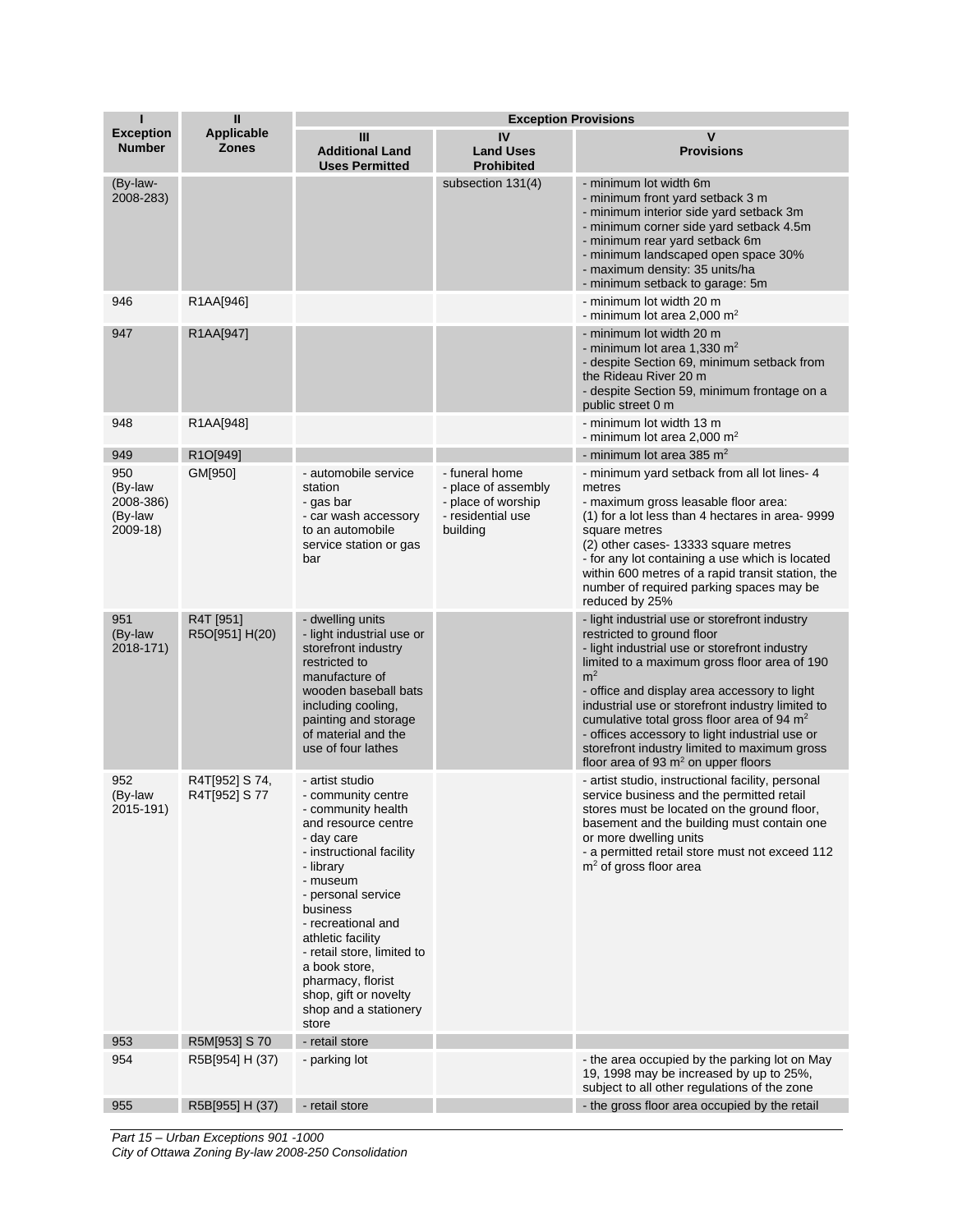| I<br>Exception Number | II<br>Applicable Zones | Exception Provisions | | |
|---|---|---|---|---|
| | | III<br>Additional Land Uses Permitted | IV<br>Land Uses Prohibited | V<br>Provisions |
| (By-law-2008-283) | | | subsection 131(4) | - minimum lot width 6m<br>- minimum front yard setback 3 m<br>- minimum interior side yard setback 3m<br>- minimum corner side yard setback 4.5m<br>- minimum rear yard setback 6m<br>- minimum landscaped open space 30%<br>- maximum density: 35 units/ha<br>- minimum setback to garage: 5m |
| 946 | R1AA[946] | | | - minimum lot width 20 m<br>- minimum lot area 2,000 $m^2$ |
| 947 | R1AA[947] | | | - minimum lot width 20 m<br>- minimum lot area 1,330 $m^2$<br>- despite Section 69, minimum setback from the Rideau River 20 m<br>- despite Section 59, minimum frontage on a public street 0 m |
| 948 | R1AA[948] | | | - minimum lot width 13 m<br>- minimum lot area 2,000 $m^2$ |
| 949 | R1O[949] | | | - minimum lot area 385 $m^2$ |
| 950<br>(By-law 2008-386)<br>(By-law 2009-18) | GM[950] | - automobile service station<br>- gas bar<br>- car wash accessory to an automobile service station or gas bar | - funeral home<br>- place of assembly<br>- place of worship<br>- residential use building | - minimum yard setback from all lot lines- 4 metres<br>- maximum gross leasable floor area:<br>(1) for a lot less than 4 hectares in area- 9999 square metres<br>(2) other cases- 13333 square metres<br>- for any lot containing a use which is located within 600 metres of a rapid transit station, the number of required parking spaces may be reduced by 25% |
| 951<br>(By-law 2018-171) | R4T [951]<br>R5O[951] H(20) | - dwelling units<br>- light industrial use or storefront industry restricted to manufacture of wooden baseball bats including cooling, painting and storage of material and the use of four lathes | | - light industrial use or storefront industry restricted to ground floor<br>- light industrial use or storefront industry limited to a maximum gross floor area of 190 $m^2$<br>- office and display area accessory to light industrial use or storefront industry limited to cumulative total gross floor area of 94 $m^2$<br>- offices accessory to light industrial use or storefront industry limited to maximum gross floor area of 93 $m^2$ on upper floors |
| 952<br>(By-law 2015-191) | R4T[952] S 74,<br>R4T[952] S 77 | - artist studio<br>- community centre<br>- community health and resource centre<br>- day care<br>- instructional facility<br>- library<br>- museum<br>- personal service business<br>- recreational and athletic facility<br>- retail store, limited to a book store, pharmacy, florist shop, gift or novelty shop and a stationery store | | - artist studio, instructional facility, personal service business and the permitted retail stores must be located on the ground floor, basement and the building must contain one or more dwelling units<br>- a permitted retail store must not exceed 112 $m^2$ of gross floor area |
| 953 | R5M[953] S 70 | - retail store | | |
| 954 | R5B[954] H (37) | - parking lot | | - the area occupied by the parking lot on May 19, 1998 may be increased by up to 25%, subject to all other regulations of the zone |
| 955 | R5B[955] H (37) | - retail store | | - the gross floor area occupied by the retail |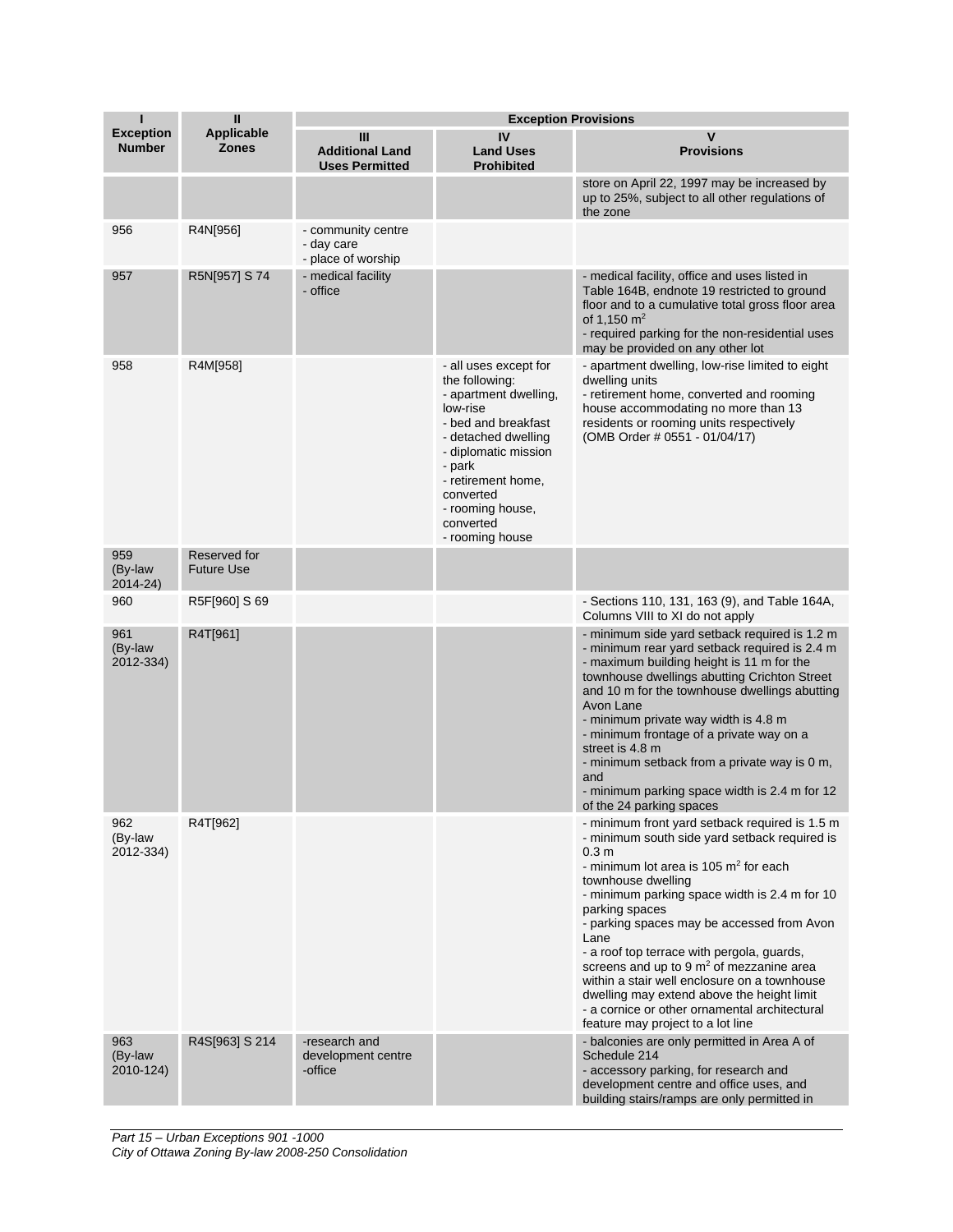| I<br>Exception Number | II<br>Applicable Zones | Exception Provisions | | |
|---|---|---|---|---|
| | | III<br>Additional Land Uses Permitted | IV<br>Land Uses Prohibited | V<br>Provisions |
| | | | | store on April 22, 1997 may be increased by up to 25%, subject to all other regulations of the zone |
| 956 | R4N[956] | - community centre<br>- day care<br>- place of worship | | |
| 957 | R5N[957] S 74 | - medical facility<br>- office | | - medical facility, office and uses listed in Table 164B, endnote 19 restricted to ground floor and to a cumulative total gross floor area of 1,150 m$^2$<br>- required parking for the non-residential uses may be provided on any other lot |
| 958 | R4M[958] | | - all uses except for the following:<br>- apartment dwelling, low-rise<br>- bed and breakfast<br>- detached dwelling<br>- diplomatic mission<br>- park<br>- retirement home, converted<br>- rooming house, converted<br>- rooming house | - apartment dwelling, low-rise limited to eight dwelling units<br>- retirement home, converted and rooming house accommodating no more than 13 residents or rooming units respectively<br>(OMB Order # 0551 - 01/04/17) |
| 959<br>(By-law 2014-24) | Reserved for Future Use | | | |
| 960 | R5F[960] S 69 | | | - Sections 110, 131, 163 (9), and Table 164A, Columns VIII to XI do not apply |
| 961<br>(By-law 2012-334) | R4T[961] | | | - minimum side yard setback required is 1.2 m<br>- minimum rear yard setback required is 2.4 m<br>- maximum building height is 11 m for the townhouse dwellings abutting Crichton Street and 10 m for the townhouse dwellings abutting Avon Lane<br>- minimum private way width is 4.8 m<br>- minimum frontage of a private way on a street is 4.8 m<br>- minimum setback from a private way is 0 m, and<br>- minimum parking space width is 2.4 m for 12 of the 24 parking spaces |
| 962<br>(By-law 2012-334) | R4T[962] | | | - minimum front yard setback required is 1.5 m<br>- minimum south side yard setback required is 0.3 m<br>- minimum lot area is 105 m$^2$ for each townhouse dwelling<br>- minimum parking space width is 2.4 m for 10 parking spaces<br>- parking spaces may be accessed from Avon Lane<br>- a roof top terrace with pergola, guards, screens and up to 9 m$^2$ of mezzanine area within a stair well enclosure on a townhouse dwelling may extend above the height limit<br>- a cornice or other ornamental architectural feature may project to a lot line |
| 963<br>(By-law 2010-124) | R4S[963] S 214 | -research and development centre<br>-office | | - balconies are only permitted in Area A of Schedule 214<br>- accessory parking, for research and development centre and office uses, and building stairs/ramps are only permitted in |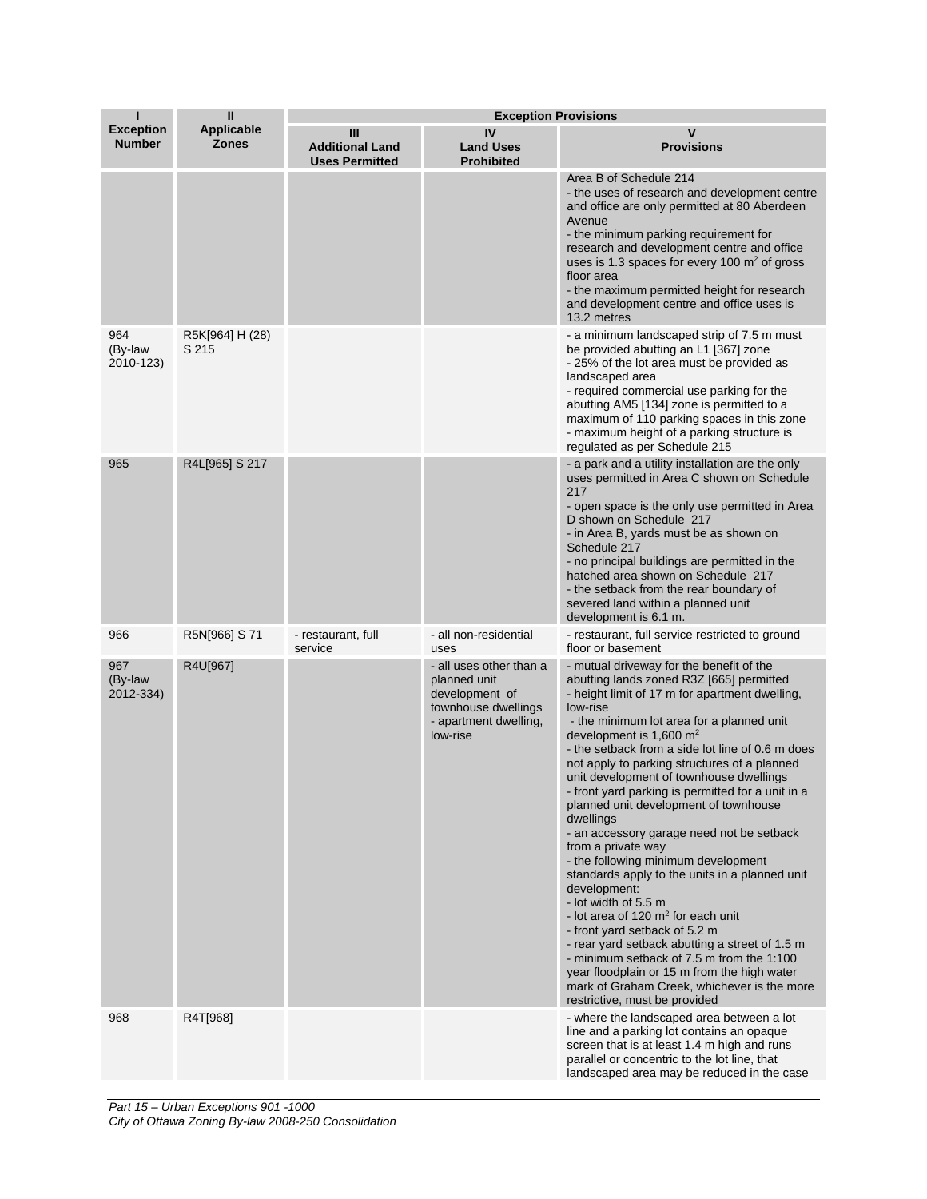| I<br>Exception Number | II<br>Applicable Zones | Exception Provisions | | |
|---|---|---|---|---|
| | | III<br>Additional Land Uses Permitted | IV<br>Land Uses Prohibited | V<br>Provisions |
| | | | | Area B of Schedule 214<br>- the uses of research and development centre and office are only permitted at 80 Aberdeen Avenue<br>- the minimum parking requirement for research and development centre and office uses is 1.3 spaces for every 100 m² of gross floor area<br>- the maximum permitted height for research and development centre and office uses is 13.2 metres |
| 964 (By-law 2010-123) | R5K[964] H (28) S 215 | | | - a minimum landscaped strip of 7.5 m must be provided abutting an L1 [367] zone<br>- 25% of the lot area must be provided as landscaped area<br>- required commercial use parking for the abutting AM5 [134] zone is permitted to a maximum of 110 parking spaces in this zone<br>- maximum height of a parking structure is regulated as per Schedule 215 |
| 965 | R4L[965] S 217 | | | - a park and a utility installation are the only uses permitted in Area C shown on Schedule 217<br>- open space is the only use permitted in Area D shown on Schedule 217<br>- in Area B, yards must be as shown on Schedule 217<br>- no principal buildings are permitted in the hatched area shown on Schedule 217<br>- the setback from the rear boundary of severed land within a planned unit development is 6.1 m. |
| 966 | R5N[966] S 71 | - restaurant, full service | - all non-residential uses | - restaurant, full service restricted to ground floor or basement |
| 967 (By-law 2012-334) | R4U[967] | | - all uses other than a planned unit development of townhouse dwellings<br>- apartment dwelling, low-rise | - mutual driveway for the benefit of the abutting lands zoned R3Z [665] permitted<br>- height limit of 17 m for apartment dwelling, low-rise<br>- the minimum lot area for a planned unit development is 1,600 m²<br>- the setback from a side lot line of 0.6 m does not apply to parking structures of a planned unit development of townhouse dwellings<br>- front yard parking is permitted for a unit in a planned unit development of townhouse dwellings<br>- an accessory garage need not be setback from a private way<br>- the following minimum development standards apply to the units in a planned unit development:<br>- lot width of 5.5 m<br>- lot area of 120 m² for each unit<br>- front yard setback of 5.2 m<br>- rear yard setback abutting a street of 1.5 m<br>- minimum setback of 7.5 m from the 1:100 year floodplain or 15 m from the high water mark of Graham Creek, whichever is the more restrictive, must be provided |
| 968 | R4T[968] | | | - where the landscaped area between a lot line and a parking lot contains an opaque screen that is at least 1.4 m high and runs parallel or concentric to the lot line, that landscaped area may be reduced in the case |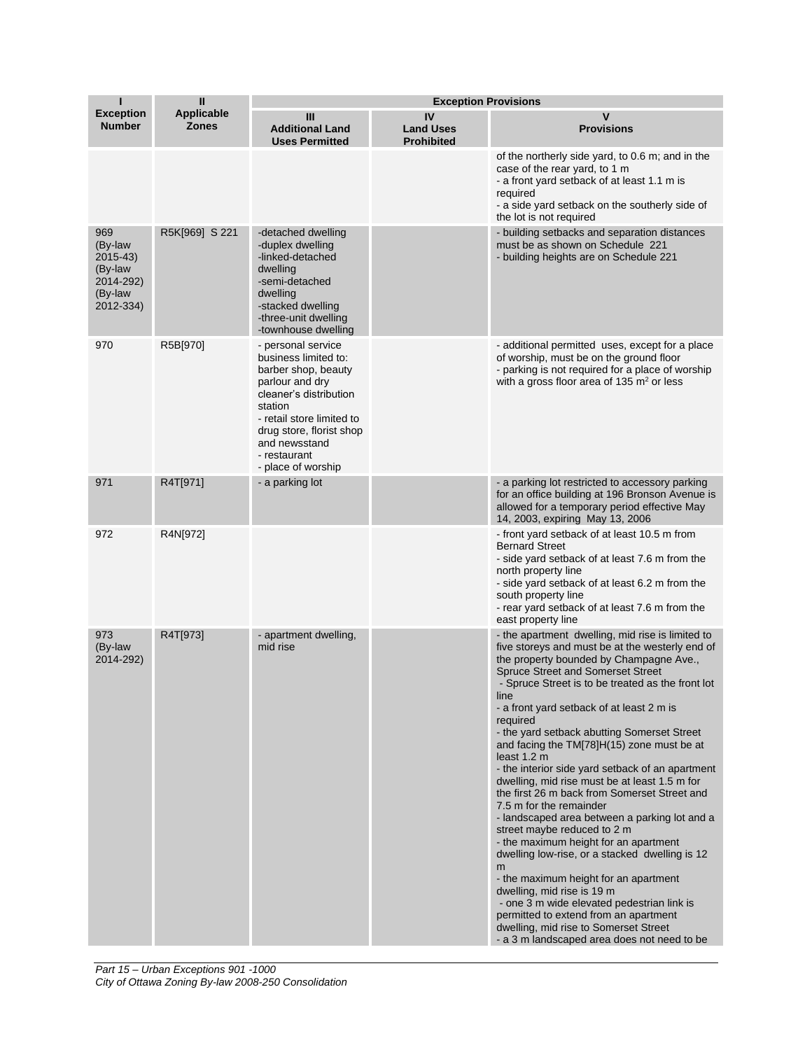| I<br>Exception Number | II<br>Applicable Zones | Exception Provisions | | |
|---|---|---|---|---|
| | | III<br>Additional Land Uses Permitted | IV<br>Land Uses Prohibited | V<br>Provisions |
| | | | | of the northerly side yard, to 0.6 m; and in the case of the rear yard, to 1 m<br>- a front yard setback of at least 1.1 m is required<br>- a side yard setback on the southerly side of the lot is not required |
| 969<br>(By-law 2015-43)<br>(By-law 2014-292)<br>(By-law 2012-334) | R5K[969] S 221 | -detached dwelling<br>-duplex dwelling<br>-linked-detached dwelling<br>-semi-detached dwelling<br>-stacked dwelling<br>-three-unit dwelling<br>-townhouse dwelling | | - building setbacks and separation distances must be as shown on Schedule 221<br>- building heights are on Schedule 221 |
| 970 | R5B[970] | - personal service business limited to: barber shop, beauty parlour and dry cleaner's distribution station<br>- retail store limited to drug store, florist shop and newsstand<br>- restaurant<br>- place of worship | | - additional permitted uses, except for a place of worship, must be on the ground floor<br>- parking is not required for a place of worship with a gross floor area of 135 $m^2$ or less |
| 971 | R4T[971] | - a parking lot | | - a parking lot restricted to accessory parking for an office building at 196 Bronson Avenue is allowed for a temporary period effective May 14, 2003, expiring May 13, 2006 |
| 972 | R4N[972] | | | - front yard setback of at least 10.5 m from Bernard Street<br>- side yard setback of at least 7.6 m from the north property line<br>- side yard setback of at least 6.2 m from the south property line<br>- rear yard setback of at least 7.6 m from the east property line |
| 973<br>(By-law 2014-292) | R4T[973] | - apartment dwelling, mid rise | | - the apartment dwelling, mid rise is limited to five storeys and must be at the westerly end of the property bounded by Champagne Ave., Spruce Street and Somerset Street<br>- Spruce Street is to be treated as the front lot line<br>- a front yard setback of at least 2 m is required<br>- the yard setback abutting Somerset Street and facing the TM[78]H(15) zone must be at least 1.2 m<br>- the interior side yard setback of an apartment dwelling, mid rise must be at least 1.5 m for the first 26 m back from Somerset Street and 7.5 m for the remainder<br>- landscaped area between a parking lot and a street maybe reduced to 2 m<br>- the maximum height for an apartment dwelling low-rise, or a stacked dwelling is 12 m<br>- the maximum height for an apartment dwelling, mid rise is 19 m<br>- one 3 m wide elevated pedestrian link is permitted to extend from an apartment dwelling, mid rise to Somerset Street<br>- a 3 m landscaped area does not need to be |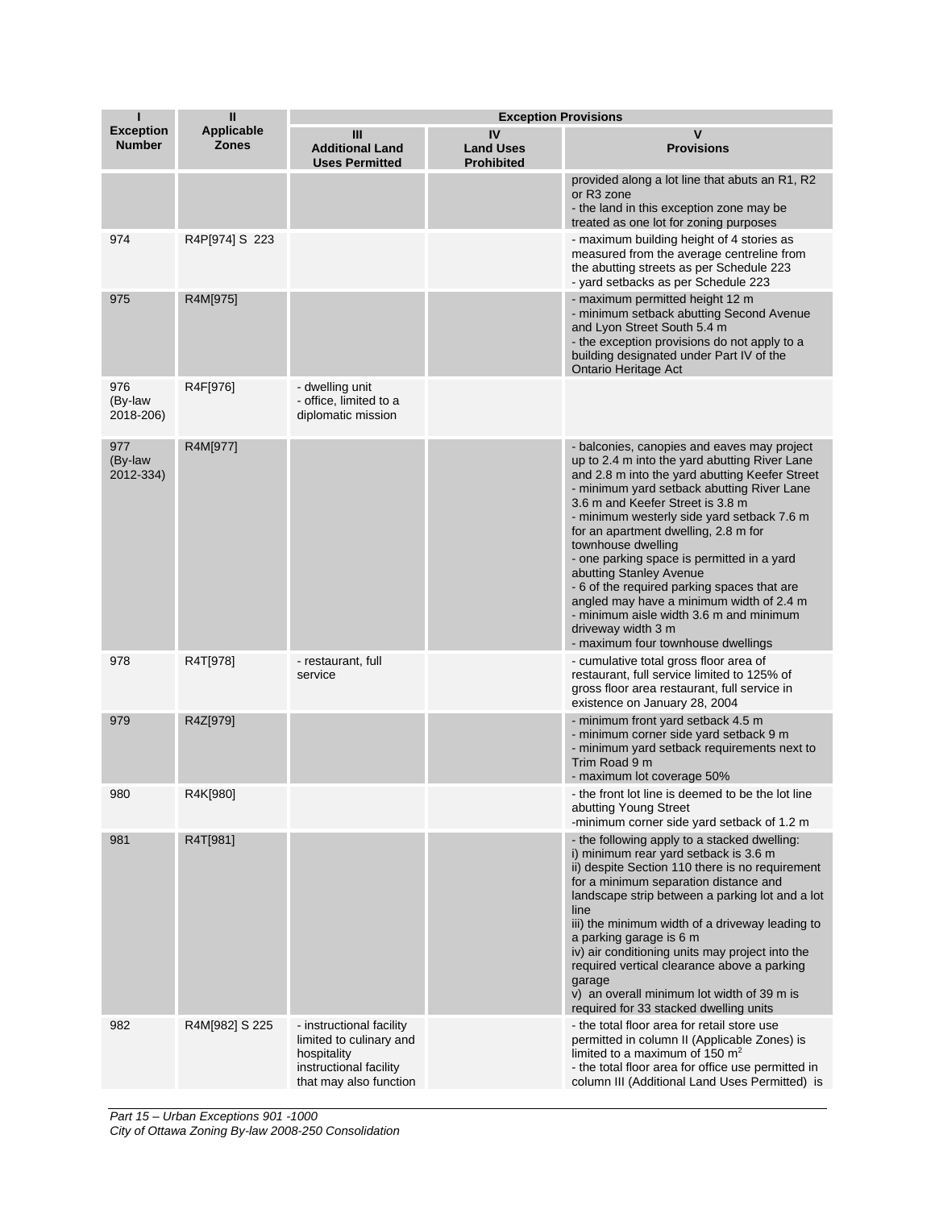| I<br>Exception Number | II<br>Applicable Zones | Exception Provisions | | |
|---|---|---|---|---|
| | | III<br>Additional Land Uses Permitted | IV<br>Land Uses Prohibited | V<br>Provisions |
| | | | | provided along a lot line that abuts an R1, R2 or R3 zone<br>- the land in this exception zone may be treated as one lot for zoning purposes |
| 974 | R4P[974] S 223 | | | - maximum building height of 4 stories as measured from the average centreline from the abutting streets as per Schedule 223<br>- yard setbacks as per Schedule 223 |
| 975 | R4M[975] | | | - maximum permitted height 12 m<br>- minimum setback abutting Second Avenue and Lyon Street South 5.4 m<br>- the exception provisions do not apply to a building designated under Part IV of the Ontario Heritage Act |
| 976<br>(By-law 2018-206) | R4F[976] | - dwelling unit<br>- office, limited to a diplomatic mission | | |
| 977<br>(By-law 2012-334) | R4M[977] | | | - balconies, canopies and eaves may project up to 2.4 m into the yard abutting River Lane and 2.8 m into the yard abutting Keefer Street<br>- minimum yard setback abutting River Lane 3.6 m and Keefer Street is 3.8 m<br>- minimum westerly side yard setback 7.6 m for an apartment dwelling, 2.8 m for townhouse dwelling<br>- one parking space is permitted in a yard abutting Stanley Avenue<br>- 6 of the required parking spaces that are angled may have a minimum width of 2.4 m<br>- minimum aisle width 3.6 m and minimum driveway width 3 m<br>- maximum four townhouse dwellings |
| 978 | R4T[978] | - restaurant, full service | | - cumulative total gross floor area of restaurant, full service limited to 125% of gross floor area restaurant, full service in existence on January 28, 2004 |
| 979 | R4Z[979] | | | - minimum front yard setback 4.5 m<br>- minimum corner side yard setback 9 m<br>- minimum yard setback requirements next to Trim Road 9 m<br>- maximum lot coverage 50% |
| 980 | R4K[980] | | | - the front lot line is deemed to be the lot line abutting Young Street<br>-minimum corner side yard setback of 1.2 m |
| 981 | R4T[981] | | | - the following apply to a stacked dwelling:<br>i) minimum rear yard setback is 3.6 m<br>ii) despite Section 110 there is no requirement for a minimum separation distance and landscape strip between a parking lot and a lot line<br>iii) the minimum width of a driveway leading to a parking garage is 6 m<br>iv) air conditioning units may project into the required vertical clearance above a parking garage<br>v) an overall minimum lot width of 39 m is required for 33 stacked dwelling units |
| 982 | R4M[982] S 225 | - instructional facility limited to culinary and hospitality instructional facility that may also function | | - the total floor area for retail store use permitted in column II (Applicable Zones) is limited to a maximum of 150 m$^2$<br>- the total floor area for office use permitted in column III (Additional Land Uses Permitted) is |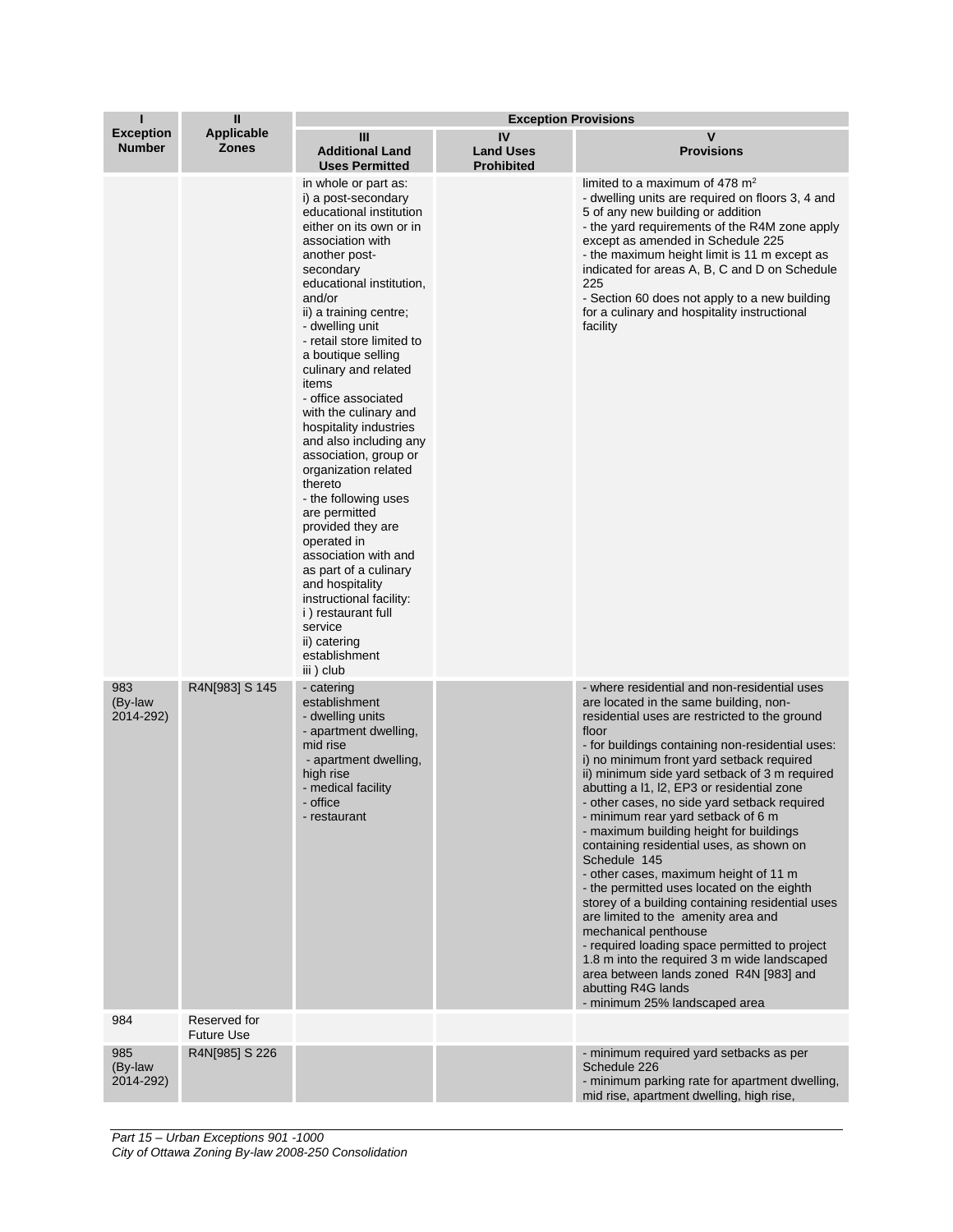| I<br>Exception Number | II<br>Applicable Zones | Exception Provisions | | |
|---|---|---|---|---|
| | | III<br>Additional Land Uses Permitted | IV<br>Land Uses Prohibited | V<br>Provisions |
| | | in whole or part as:<br>i) a post-secondary educational institution either on its own or in association with another post-secondary educational institution, and/or<br>ii) a training centre;<br>- dwelling unit<br>- retail store limited to a boutique selling culinary and related items<br>- office associated with the culinary and hospitality industries and also including any association, group or organization related thereto<br>- the following uses are permitted provided they are operated in association with and as part of a culinary and hospitality instructional facility:<br>i ) restaurant full service<br>ii) catering establishment<br>iii ) club | | limited to a maximum of 478 m²<br>- dwelling units are required on floors 3, 4 and 5 of any new building or addition<br>- the yard requirements of the R4M zone apply except as amended in Schedule 225<br>- the maximum height limit is 11 m except as indicated for areas A, B, C and D on Schedule 225<br>- Section 60 does not apply to a new building for a culinary and hospitality instructional facility |
| 983<br>(By-law 2014-292) | R4N[983] S 145 | - catering establishment<br>- dwelling units<br>- apartment dwelling, mid rise<br>- apartment dwelling, high rise<br>- medical facility<br>- office<br>- restaurant | | - where residential and non-residential uses are located in the same building, non-residential uses are restricted to the ground floor<br>- for buildings containing non-residential uses:<br>i) no minimum front yard setback required<br>ii) minimum side yard setback of 3 m required abutting a l1, l2, EP3 or residential zone<br>- other cases, no side yard setback required<br>- minimum rear yard setback of 6 m<br>- maximum building height for buildings containing residential uses, as shown on Schedule 145<br>- other cases, maximum height of 11 m<br>- the permitted uses located on the eighth storey of a building containing residential uses are limited to the amenity area and mechanical penthouse<br>- required loading space permitted to project 1.8 m into the required 3 m wide landscaped area between lands zoned R4N [983] and abutting R4G lands<br>- minimum 25% landscaped area |
| 984 | Reserved for Future Use | | | |
| 985<br>(By-law 2014-292) | R4N[985] S 226 | | | - minimum required yard setbacks as per Schedule 226<br>- minimum parking rate for apartment dwelling, mid rise, apartment dwelling, high rise, |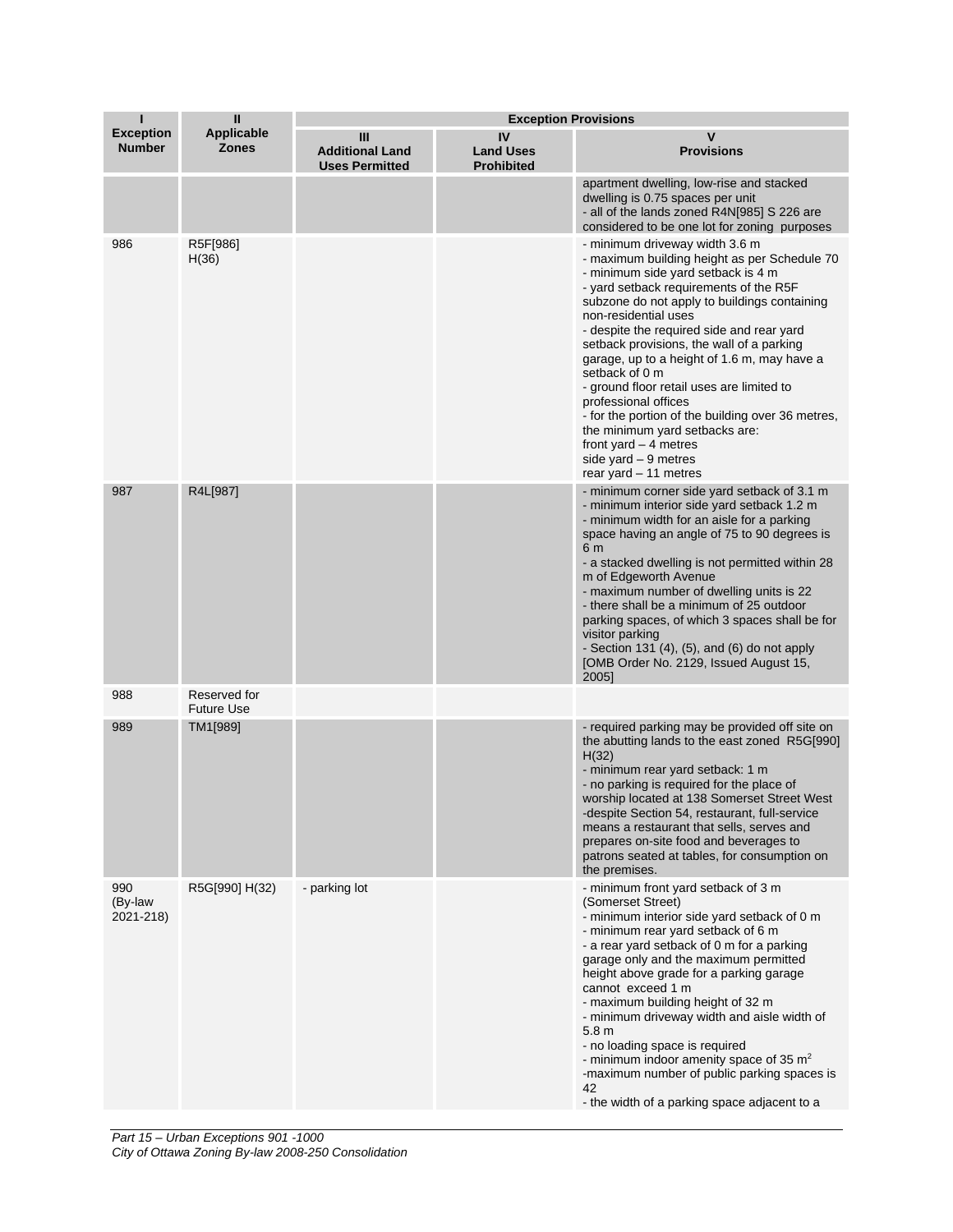| I<br>Exception Number | II<br>Applicable Zones | Exception Provisions | | |
|---|---|---|---|---|
| | | III<br>Additional Land Uses Permitted | IV<br>Land Uses Prohibited | V<br>Provisions |
| | | | | apartment dwelling, low-rise and stacked dwelling is 0.75 spaces per unit<br>- all of the lands zoned R4N[985] S 226 are considered to be one lot for zoning purposes |
| 986 | R5F[986] H(36) | | | - minimum driveway width 3.6 m<br>- maximum building height as per Schedule 70<br>- minimum side yard setback is 4 m<br>- yard setback requirements of the R5F subzone do not apply to buildings containing non-residential uses<br>- despite the required side and rear yard setback provisions, the wall of a parking garage, up to a height of 1.6 m, may have a setback of 0 m<br>- ground floor retail uses are limited to professional offices<br>- for the portion of the building over 36 metres, the minimum yard setbacks are:<br>front yard – 4 metres<br>side yard – 9 metres<br>rear yard – 11 metres |
| 987 | R4L[987] | | | - minimum corner side yard setback of 3.1 m<br>- minimum interior side yard setback 1.2 m<br>- minimum width for an aisle for a parking space having an angle of 75 to 90 degrees is 6 m<br>- a stacked dwelling is not permitted within 28 m of Edgeworth Avenue<br>- maximum number of dwelling units is 22<br>- there shall be a minimum of 25 outdoor parking spaces, of which 3 spaces shall be for visitor parking<br>- Section 131 (4), (5), and (6) do not apply [OMB Order No. 2129, Issued August 15, 2005] |
| 988 | Reserved for Future Use | | | |
| 989 | TM1[989] | | | - required parking may be provided off site on the abutting lands to the east zoned R5G[990] H(32)<br>- minimum rear yard setback: 1 m<br>- no parking is required for the place of worship located at 138 Somerset Street West<br>-despite Section 54, restaurant, full-service means a restaurant that sells, serves and prepares on-site food and beverages to patrons seated at tables, for consumption on the premises. |
| 990 (By-law 2021-218) | R5G[990] H(32) | - parking lot | | - minimum front yard setback of 3 m (Somerset Street)<br>- minimum interior side yard setback of 0 m<br>- minimum rear yard setback of 6 m<br>- a rear yard setback of 0 m for a parking garage only and the maximum permitted height above grade for a parking garage cannot exceed 1 m<br>- maximum building height of 32 m<br>- minimum driveway width and aisle width of 5.8 m<br>- no loading space is required<br>- minimum indoor amenity space of 35 m²<br>-maximum number of public parking spaces is 42<br>- the width of a parking space adjacent to a |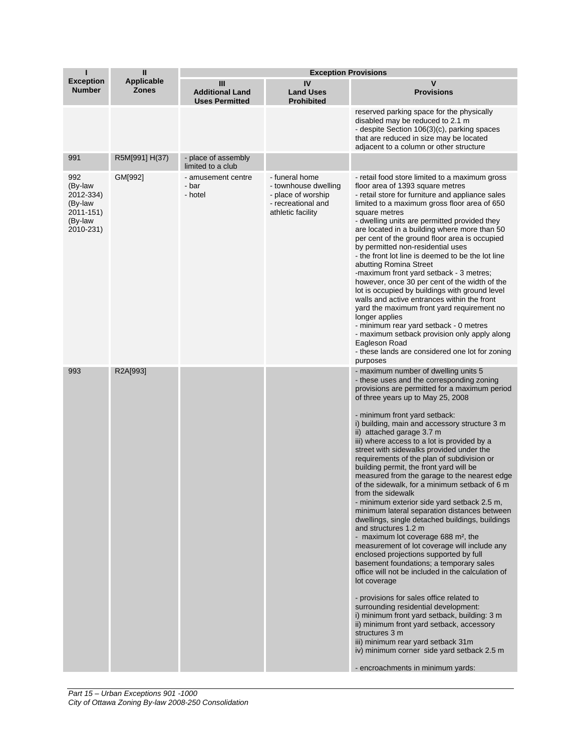| I | II | Exception Provisions | | |
|---|---|---|---|---|
| **Exception Number** | **Applicable Zones** | **III Additional Land Uses Permitted** | **IV Land Uses Prohibited** | **V Provisions** |
| | | | | reserved parking space for the physically disabled may be reduced to 2.1 m<br>- despite Section 106(3)(c), parking spaces that are reduced in size may be located adjacent to a column or other structure |
| 991 | R5M[991] H(37) | - place of assembly limited to a club | | |
| 992 (By-law 2012-334) (By-law 2011-151) (By-law 2010-231) | GM[992] | - amusement centre<br>- bar<br>- hotel | - funeral home<br>- townhouse dwelling<br>- place of worship<br>- recreational and athletic facility | - retail food store limited to a maximum gross floor area of 1393 square metres<br>- retail store for furniture and appliance sales limited to a maximum gross floor area of 650 square metres<br>- dwelling units are permitted provided they are located in a building where more than 50 per cent of the ground floor area is occupied by permitted non-residential uses<br>- the front lot line is deemed to be the lot line abutting Romina Street<br>-maximum front yard setback - 3 metres; however, once 30 per cent of the width of the lot is occupied by buildings with ground level walls and active entrances within the front yard the maximum front yard requirement no longer applies<br>- minimum rear yard setback - 0 metres<br>- maximum setback provision only apply along Eagleson Road<br>- these lands are considered one lot for zoning purposes |
| 993 | R2A[993] | | | - maximum number of dwelling units 5<br>- these uses and the corresponding zoning provisions are permitted for a maximum period of three years up to May 25, 2008<br><br>- minimum front yard setback:<br>i) building, main and accessory structure 3 m<br>ii) attached garage 3.7 m<br>iii) where access to a lot is provided by a street with sidewalks provided under the requirements of the plan of subdivision or building permit, the front yard will be measured from the garage to the nearest edge of the sidewalk, for a minimum setback of 6 m from the sidewalk<br>- minimum exterior side yard setback 2.5 m, minimum lateral separation distances between dwellings, single detached buildings, buildings and structures 1.2 m<br>- maximum lot coverage 688 m², the measurement of lot coverage will include any enclosed projections supported by full basement foundations; a temporary sales office will not be included in the calculation of lot coverage<br><br>- provisions for sales office related to surrounding residential development:<br>i) minimum front yard setback, building: 3 m<br>ii) minimum front yard setback, accessory structures 3 m<br>iii) minimum rear yard setback 31m<br>iv) minimum corner side yard setback 2.5 m<br><br>- encroachments in minimum yards: |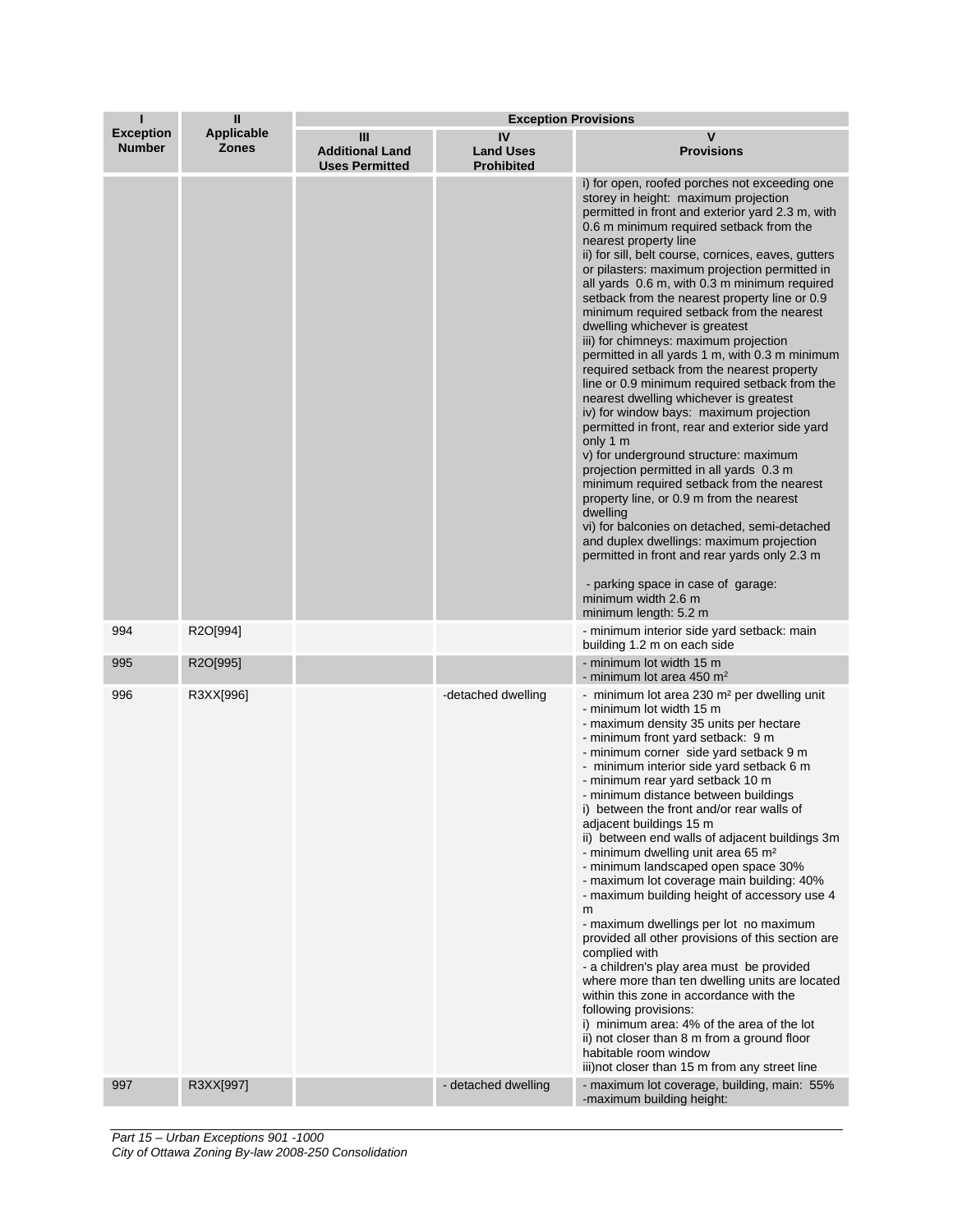| I<br>Exception Number | II<br>Applicable Zones | Exception Provisions | | |
|---|---|---|---|---|
| | | III<br>Additional Land Uses Permitted | IV<br>Land Uses Prohibited | V<br>Provisions |
| | | | | i) for open, roofed porches not exceeding one storey in height: maximum projection permitted in front and exterior yard 2.3 m, with 0.6 m minimum required setback from the nearest property line<br>ii) for sill, belt course, cornices, eaves, gutters or pilasters: maximum projection permitted in all yards 0.6 m, with 0.3 m minimum required setback from the nearest property line or 0.9 minimum required setback from the nearest dwelling whichever is greatest<br>iii) for chimneys: maximum projection permitted in all yards 1 m, with 0.3 m minimum required setback from the nearest property line or 0.9 minimum required setback from the nearest dwelling whichever is greatest<br>iv) for window bays: maximum projection permitted in front, rear and exterior side yard only 1 m<br>v) for underground structure: maximum projection permitted in all yards 0.3 m minimum required setback from the nearest property line, or 0.9 m from the nearest dwelling<br>vi) for balconies on detached, semi-detached and duplex dwellings: maximum projection permitted in front and rear yards only 2.3 m<br><br>- parking space in case of garage: minimum width 2.6 m minimum length: 5.2 m |
| 994 | R2O[994] | | | - minimum interior side yard setback: main building 1.2 m on each side |
| 995 | R2O[995] | | | - minimum lot width 15 m<br>- minimum lot area 450 m² |
| 996 | R3XX[996] | | -detached dwelling | - minimum lot area 230 m² per dwelling unit<br>- minimum lot width 15 m<br>- maximum density 35 units per hectare<br>- minimum front yard setback: 9 m<br>- minimum corner side yard setback 9 m<br>- minimum interior side yard setback 6 m<br>- minimum rear yard setback 10 m<br>- minimum distance between buildings<br>i) between the front and/or rear walls of adjacent buildings 15 m<br>ii) between end walls of adjacent buildings 3m<br>- minimum dwelling unit area 65 m²<br>- minimum landscaped open space 30%<br>- maximum lot coverage main building: 40%<br>- maximum building height of accessory use 4 m<br>- maximum dwellings per lot no maximum provided all other provisions of this section are complied with<br>- a children's play area must be provided where more than ten dwelling units are located within this zone in accordance with the following provisions:<br>i) minimum area: 4% of the area of the lot<br>ii) not closer than 8 m from a ground floor habitable room window<br>iii)not closer than 15 m from any street line |
| 997 | R3XX[997] | | - detached dwelling | - maximum lot coverage, building, main: 55%<br>-maximum building height: |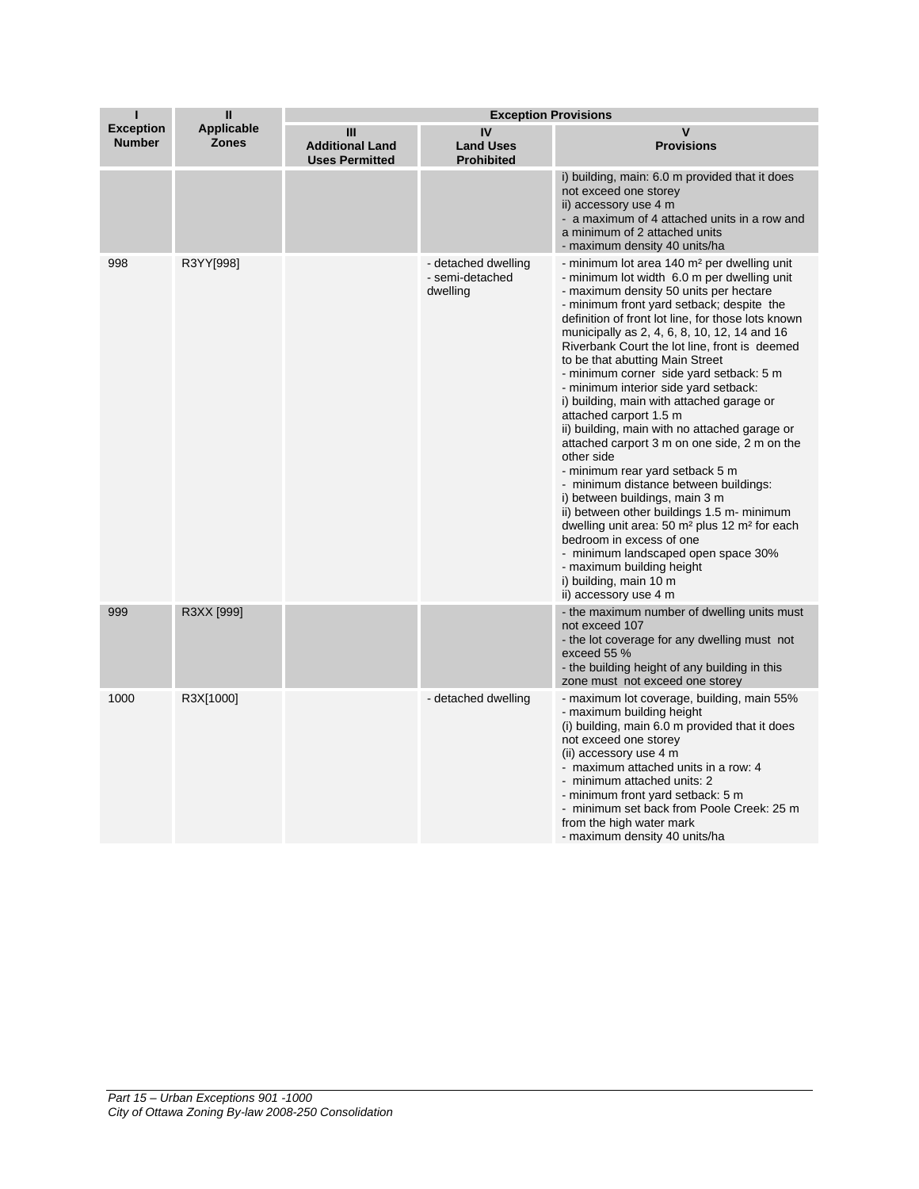| I<br>Exception Number | II<br>Applicable Zones | Exception Provisions | | |
|---|---|---|---|---|
| | | III<br>Additional Land Uses Permitted | IV<br>Land Uses Prohibited | V<br>Provisions |
| | | | | i) building, main: 6.0 m provided that it does not exceed one storey<br>ii) accessory use 4 m<br>- a maximum of 4 attached units in a row and a minimum of 2 attached units<br>- maximum density 40 units/ha |
| 998 | R3YY[998] | | - detached dwelling<br>- semi-detached dwelling | - minimum lot area 140 m² per dwelling unit<br>- minimum lot width 6.0 m per dwelling unit<br>- maximum density 50 units per hectare<br>- minimum front yard setback; despite the definition of front lot line, for those lots known municipally as 2, 4, 6, 8, 10, 12, 14 and 16 Riverbank Court the lot line, front is deemed to be that abutting Main Street<br>- minimum corner side yard setback: 5 m<br>- minimum interior side yard setback:<br>i) building, main with attached garage or attached carport 1.5 m<br>ii) building, main with no attached garage or attached carport 3 m on one side, 2 m on the other side<br>- minimum rear yard setback 5 m<br>- minimum distance between buildings:<br>i) between buildings, main 3 m<br>ii) between other buildings 1.5 m- minimum dwelling unit area: 50 m² plus 12 m² for each bedroom in excess of one<br>- minimum landscaped open space 30%<br>- maximum building height<br>i) building, main 10 m<br>ii) accessory use 4 m |
| 999 | R3XX [999] | | | - the maximum number of dwelling units must not exceed 107<br>- the lot coverage for any dwelling must not exceed 55 %<br>- the building height of any building in this zone must not exceed one storey |
| 1000 | R3X[1000] | | - detached dwelling | - maximum lot coverage, building, main 55%<br>- maximum building height<br>(i) building, main 6.0 m provided that it does not exceed one storey<br>(ii) accessory use 4 m<br>- maximum attached units in a row: 4<br>- minimum attached units: 2<br>- minimum front yard setback: 5 m<br>- minimum set back from Poole Creek: 25 m from the high water mark<br>- maximum density 40 units/ha |